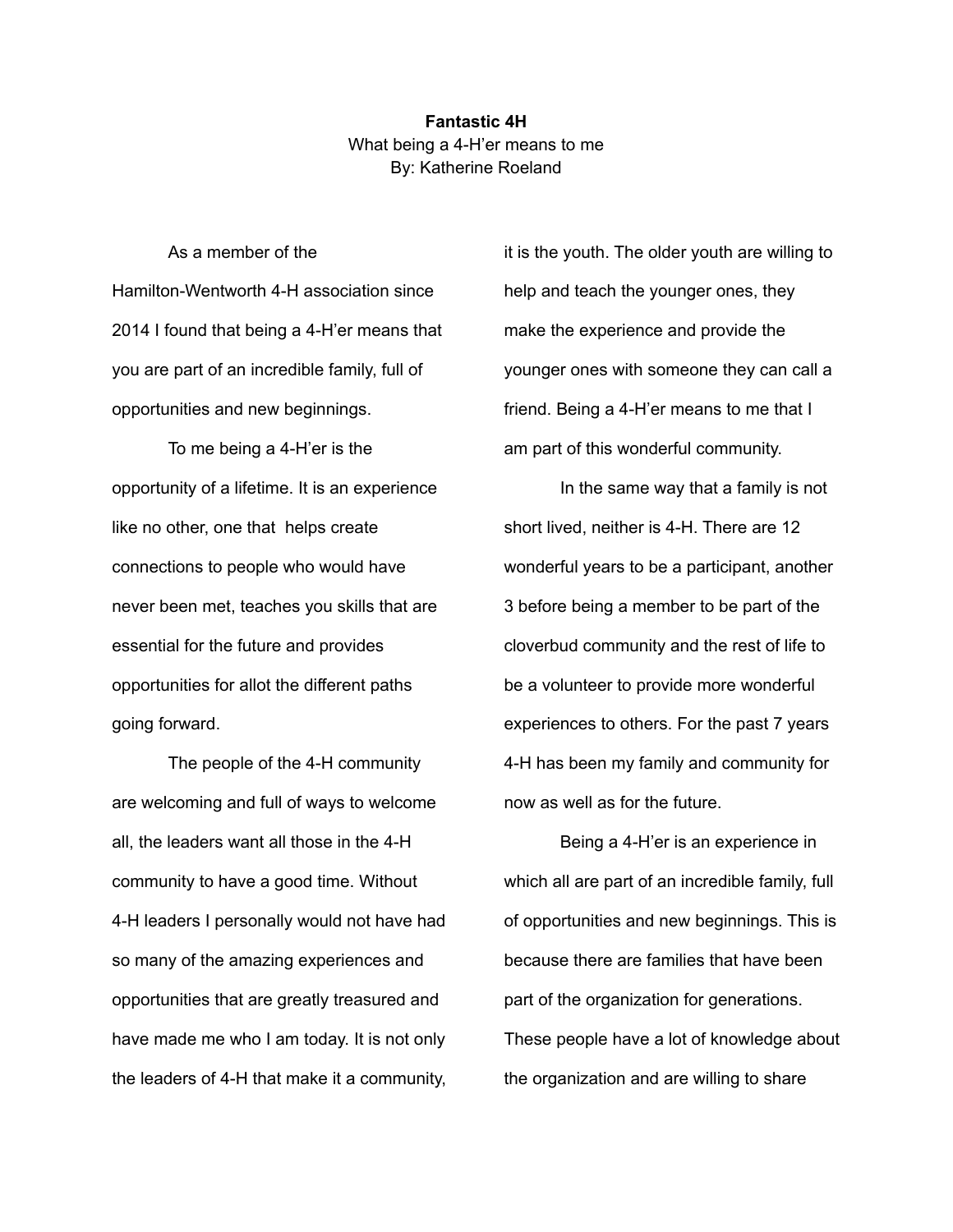**Fantastic 4H**

What being a 4-H'er means to me

By: Katherine Roeland

As a member of the Hamilton-Wentworth 4-H association since 2014 I found that being a 4-H'er means that you are part of an incredible family, full of opportunities and new beginnings.

To me being a 4-H'er is the opportunity of a lifetime. It is an experience like no other, one that helps create connections to people who would have never been met, teaches you skills that are essential for the future and provides opportunities for allot the different paths going forward.

The people of the 4-H community are welcoming and full of ways to welcome all, the leaders want all those in the 4-H community to have a good time. Without 4-H leaders I personally would not have had so many of the amazing experiences and opportunities that are greatly treasured and have made me who I am today. It is not only the leaders of 4-H that make it a community, it is the youth. The older youth are willing to help and teach the younger ones, they make the experience and provide the younger ones with someone they can call a friend. Being a 4-H'er means to me that I am part of this wonderful community.

In the same way that a family is not short lived, neither is 4-H. There are 12 wonderful years to be a participant, another 3 before being a member to be part of the cloverbud community and the rest of life to be a volunteer to provide more wonderful experiences to others. For the past 7 years 4-H has been my family and community for now as well as for the future.

Being a 4-H'er is an experience in which all are part of an incredible family, full of opportunities and new beginnings. This is because there are families that have been part of the organization for generations. These people have a lot of knowledge about the organization and are willing to share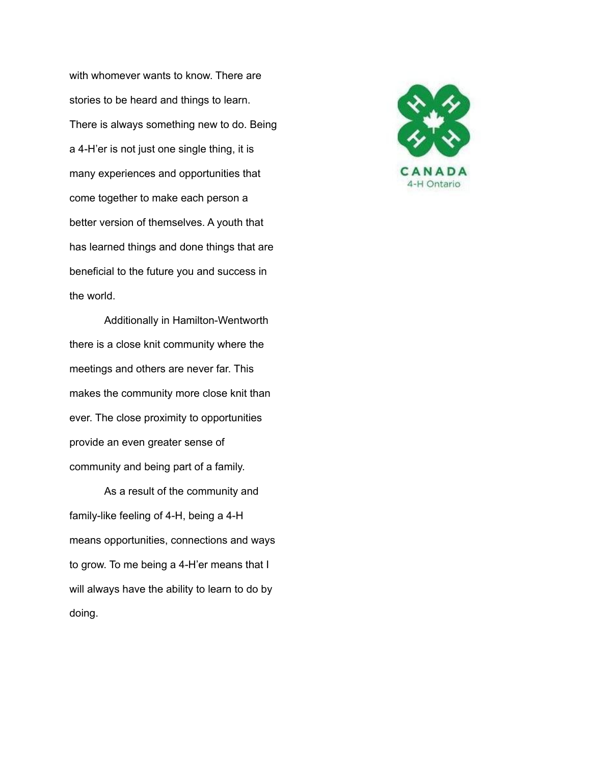with whomever wants to know. There are stories to be heard and things to learn. There is always something new to do. Being a 4-H'er is not just one single thing, it is many experiences and opportunities that come together to make each person a better version of themselves. A youth that has learned things and done things that are beneficial to the future you and success in the world.

Additionally in Hamilton-Wentworth there is a close knit community where the meetings and others are never far. This makes the community more close knit than ever. The close proximity to opportunities provide an even greater sense of community and being part of a family.

As a result of the community and family-like feeling of 4-H, being a 4-H means opportunities, connections and ways to grow. To me being a 4-H'er means that I will always have the ability to learn to do by doing.